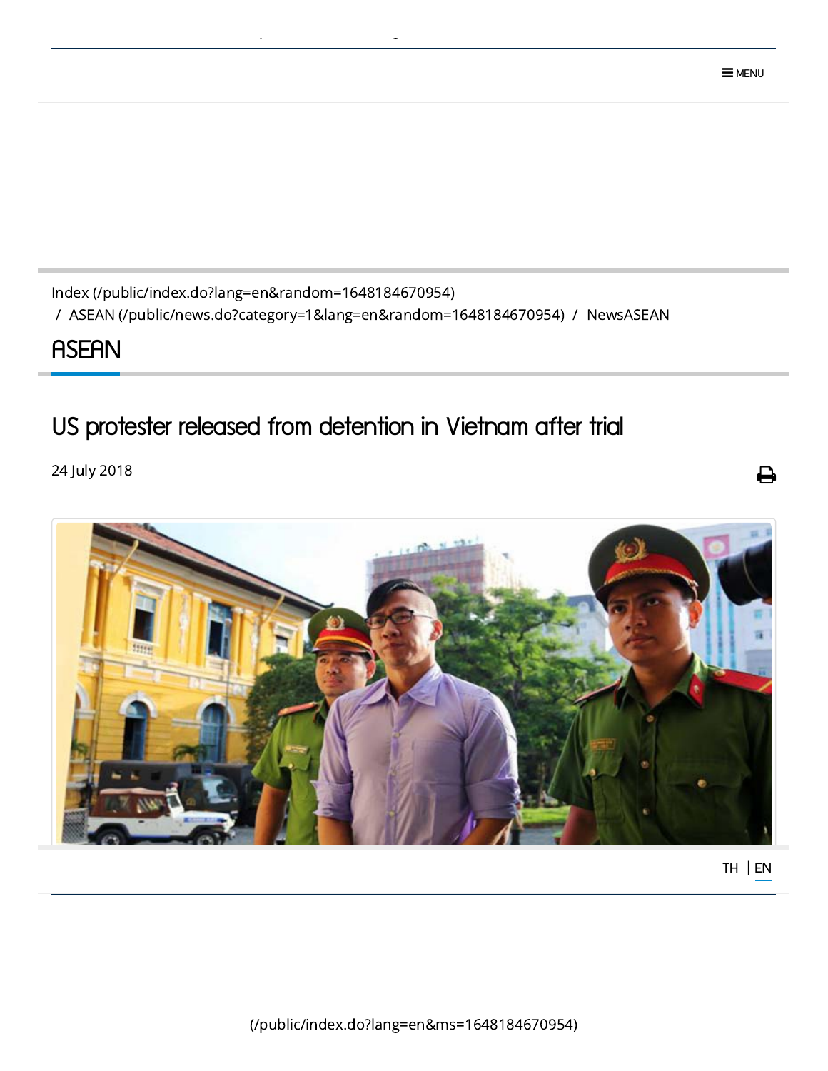Index (/public/index.do?lang=en&random=1648184670954) / ASEAN (/public/news.do?category=1&lang=en&random=1648184670954) / NewsASEAN

## ASEAN

# US protester released from detention in Vietnam after trial

24 July 2018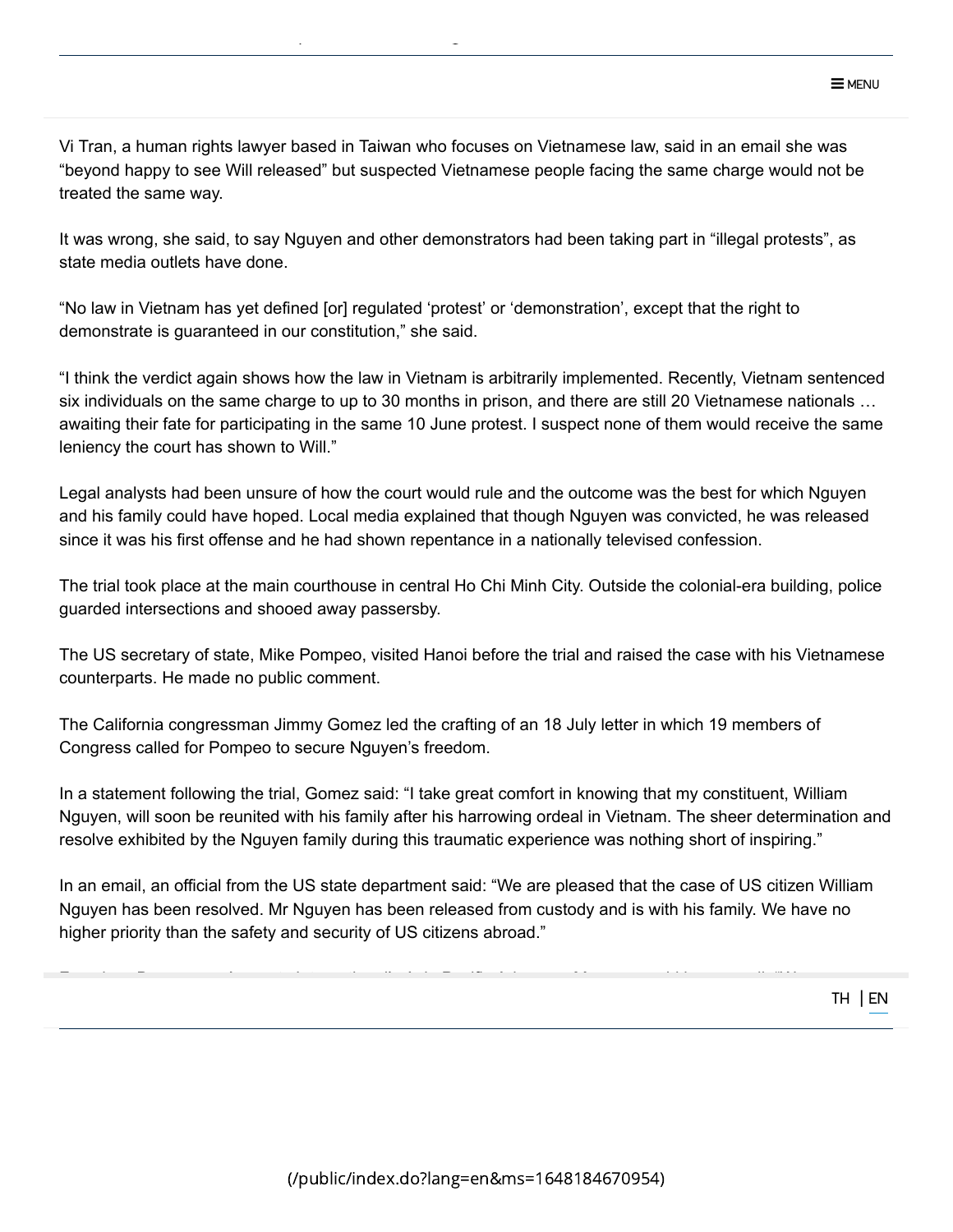Vi Tran, a human rights lawyer based in Taiwan who focuses on Vietnamese law, said in an email she was "beyond happy to see Will released" but suspected Vietnamese people facing the same charge would not be treated the same way.

It was wrong, she said, to say Nguyen and other demonstrators had been taking part in "illegal protests", as state media outlets have done.

"No law in Vietnam has yet defined [or] regulated 'protest' or 'demonstration', except that the right to demonstrate is guaranteed in our constitution," she said.

"I think the verdict again shows how the law in Vietnam is arbitrarily implemented. Recently, Vietnam sentenced six individuals on the same charge to up to 30 months in prison, and there are still 20 Vietnamese nationals … awaiting their fate for participating in the same 10 June protest. I suspect none of them would receive the same leniency the court has shown to Will."

Legal analysts had been unsure of how the court would rule and the outcome was the best for which Nguyen and his family could have hoped. Local media explained that though Nguyen was convicted, he was released since it was his first offense and he had shown repentance in a nationally televised confession.

The trial took place at the main courthouse in central Ho Chi Minh City. Outside the colonial-era building, police guarded intersections and shooed away passersby.

The US secretary of state, Mike Pompeo, visited Hanoi before the trial and raised the case with his Vietnamese counterparts. He made no public comment.

The California congressman Jimmy Gomez led the crafting of an 18 July letter in which 19 members of Congress called for Pompeo to secure Nguyen's freedom.

In a statement following the trial, Gomez said: "I take great comfort in knowing that my constituent, William Nguyen, will soon be reunited with his family after his harrowing ordeal in Vietnam. The sheer determination and resolve exhibited by the Nguyen family during this traumatic experience was nothing short of inspiring."

In an email, an official from the US state department said: "We are pleased that the case of US citizen William Nguyen has been resolved. Mr Nguyen has been released from custody and is with his family. We have no higher priority than the safety and security of US citizens abroad."